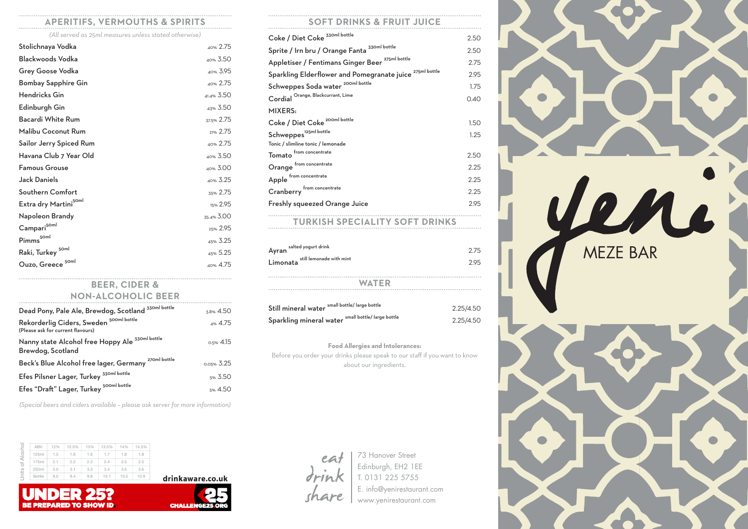## APERITIFS, VERMOUTHS & SPIRITS

*(All served as 25ml measures unless stated otherwise)*

| Item | ABV | Price |
|---|---|---|
| Stolichnaya Vodka | 40% | 2.75 |
| Blackwoods Vodka | 40% | 3.50 |
| Grey Goose Vodka | 40% | 3.95 |
| Bombay Sapphire Gin | 40% | 2.75 |
| Hendricks Gin | 41.4% | 3.50 |
| Edinburgh Gin | 43% | 3.50 |
| Bacardi White Rum | 37.5% | 2.75 |
| Malibu Coconut Rum | 21% | 2.75 |
| Sailor Jerry Spiced Rum | 40% | 2.75 |
| Havana Club 7 Year Old | 40% | 3.50 |
| Famous Grouse | 40% | 3.00 |
| Jack Daniels | 40% | 3.25 |
| Southern Comfort | 35% | 2.75 |
| Extra dry Martini 50ml | 15% | 2.95 |
| Napoleon Brandy | 35.4% | 3.00 |
| Campari 50ml | 25% | 2.95 |
| Pimms 50ml | 45% | 3.25 |
| Raki, Turkey 50ml | 45% | 5.25 |
| Ouzo, Greece 50ml | 40% | 4.75 |

## BEER, CIDER & NON-ALCOHOLIC BEER

| Item | ABV | Price |
|---|---|---|
| Dead Pony, Pale Ale, Brewdog, Scotland 330ml bottle | 3.8% | 4.50 |
| Rekorderlig Ciders, Sweden 500ml bottle (Please ask for current flavours) | 4% | 4.75 |
| Nanny state Alcohol free Hoppy Ale 330ml bottle Brewdog, Scotland | 0.5% | 4.15 |
| Beck's Blue Alcohol free lager, Germany 270ml bottle | 0.05% | 3.25 |
| Efes Pilsner Lager, Turkey 330ml bottle | 5% | 3.50 |
| Efes "Draft" Lager, Turkey 500ml bottle | 5% | 4.50 |

*(Special beers and ciders available – please ask server for more information)*

Units of Alcohol

| ABV | 12% | 12.5% | 13% | 13.5% | 14% | 14.5% |
|---|---|---|---|---|---|---|
| 125ml | 1.5 | 1.6 | 1.6 | 1.7 | 1.8 | 1.8 |
| 175ml | 2.1 | 2.2 | 2.3 | 2.4 | 2.5 | 2.5 |
| 250ml | 3.0 | 3.1 | 3.3 | 3.4 | 3.5 | 3.6 |
| Bottle | 9.0 | 9.4 | 9.8 | 10.1 | 10.5 | 10.9 |

**drinkaware.co.uk**

**UNDER 25? BE PREPARED TO SHOW ID.** CHALLENGE25.ORG

## SOFT DRINKS & FRUIT JUICE

| Item | Price |
|---|---|
| Coke / Diet Coke 330ml bottle | 2.50 |
| Sprite / Irn bru / Orange Fanta 330ml bottle | 2.50 |
| Appletiser / Fentimans Ginger Beer 275ml bottle | 2.75 |
| Sparkling Elderflower and Pomegranate juice 275ml bottle | 2.95 |
| Schweppes Soda water 200ml bottle | 1.75 |
| Cordial Orange, Blackcurrant, Lime | 0.40 |

MIXERS:

| Item | Price |
|---|---|
| Coke / Diet Coke 200ml bottle | 1.50 |
| Schweppes 125ml bottle Tonic / slimline tonic / lemonade | 1.25 |
| Tomato from concentrate | 2.50 |
| Orange from concentrate | 2.25 |
| Apple from concentrate | 2.25 |
| Cranberry from concentrate | 2.25 |
| Freshly squeezed Orange Juice | 2.95 |

## TURKISH SPECIALITY SOFT DRINKS

| Item | Price |
|---|---|
| Ayran salted yogurt drink | 2.75 |
| Limonata still lemonade with mint | 2.95 |

## WATER

| Item | Price |
|---|---|
| Still mineral water small bottle/ large bottle | 2.25/4.50 |
| Sparkling mineral water small bottle/ large bottle | 2.25/4.50 |

**Food Allergies and Intolerances:**

Before you order your drinks please speak to our staff if you want to know about our ingredients.

eat drink share

73 Hanover Street
Edinburgh, EH2 1EE
T. 0131 225 5755
E. info@yenirestaurant.com
www.yenirestaurant.com

# yeni

MEZE BAR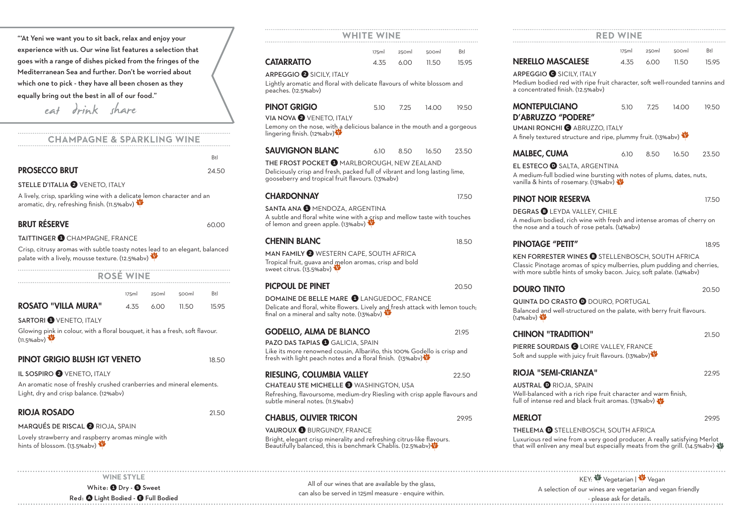"'At Yeni we want you to sit back, relax and enjoy your experience with us. Our wine list features a selection that goes with a range of dishes picked from the fringes of the Mediterranean Sea and further. Don't be worried about which one to pick - they have all been chosen as they equally bring out the best in all of our food."

eat drink share

## CHAMPAGNE & SPARKLING WINE

| | Btl |
|---|---|
| **PROSECCO BRUT** | 24.50 |

STELLE D'ITALIA ❷ VENETO, ITALY
A lively, crisp, sparkling wine with a delicate lemon character and an aromatic, dry, refreshing finish. (11.5%abv)

| | Btl |
|---|---|
| **BRUT RÉSERVE** | 60.00 |

TAITTINGER ❶ CHAMPAGNE, FRANCE
Crisp, citrusy aromas with subtle toasty notes lead to an elegant, balanced palate with a lively, mousse texture. (12.5%abv)

## ROSÉ WINE

| | 175ml | 250ml | 500ml | Btl |
|---|---|---|---|---|
| **ROSATO "VILLA MURA"** | 4.35 | 6.00 | 11.50 | 15.95 |

SARTORI ❶ VENETO, ITALY
Glowing pink in colour, with a floral bouquet, it has a fresh, soft flavour. (11.5%abv)

**PINOT GRIGIO BLUSH IGT VENETO** 18.50

IL SOSPIRO ❷ VENETO, ITALY
An aromatic nose of freshly crushed cranberries and mineral elements. Light, dry and crisp balance. (12%abv)

**RIOJA ROSADO** 21.50

MARQUÉS DE RISCAL ❷ RIOJA, SPAIN
Lovely strawberry and raspberry aromas mingle with hints of blossom. (13.5%abv)

## WHITE WINE

| | 175ml | 250ml | 500ml | Btl |
|---|---|---|---|---|
| **CATARRATTO** | 4.35 | 6.00 | 11.50 | 15.95 |

ARPEGGIO ❷ SICILY, ITALY
Lightly aromatic and floral with delicate flavours of white blossom and peaches. (12.5%abv)

| | 175ml | 250ml | 500ml | Btl |
|---|---|---|---|---|
| **PINOT GRIGIO** | 5.10 | 7.25 | 14.00 | 19.50 |

VIA NOVA ❷ VENETO, ITALY
Lemony on the nose, with a delicious balance in the mouth and a gorgeous lingering finish. (12%abv)

| | 175ml | 250ml | 500ml | Btl |
|---|---|---|---|---|
| **SAUVIGNON BLANC** | 6.10 | 8.50 | 16.50 | 23.50 |

THE FROST POCKET ❶ MARLBOROUGH, NEW ZEALAND
Deliciously crisp and fresh, packed full of vibrant and long lasting lime, gooseberry and tropical fruit flavours. (13%abv)

**CHARDONNAY** 17.50

SANTA ANA ❶ MENDOZA, ARGENTINA
A subtle and floral white wine with a crisp and mellow taste with touches of lemon and green apple. (13%abv)

**CHENIN BLANC** 18.50

MAN FAMILY ❷ WESTERN CAPE, SOUTH AFRICA
Tropical fruit, guava and melon aromas, crisp and bold sweet citrus. (13.5%abv)

**PICPOUL DE PINET** 20.50

DOMAINE DE BELLE MARE ❶ LANGUEDOC, FRANCE
Delicate and floral, white flowers. Lively and fresh attack with lemon touch; final on a mineral and salty note. (13%abv)

**GODELLO, ALMA DE BLANCO** 21.95

PAZO DAS TAPIAS ❶ GALICIA, SPAIN
Like its more renowned cousin, Albariño, this 100% Godello is crisp and fresh with light peach notes and a floral finish. (13%abv)

**RIESLING, COLUMBIA VALLEY** 22.50

CHATEAU STE MICHELLE ❸ WASHINGTON, USA
Refreshing, flavoursome, medium-dry Riesling with crisp apple flavours and subtle mineral notes. (11.5%abv)

**CHABLIS, OLIVIER TRICON** 29.95

VAUROUX ❶ BURGUNDY, FRANCE
Bright, elegant crisp minerality and refreshing citrus-like flavours. Beautifully balanced, this is benchmark Chablis. (12.5%abv)

## RED WINE

| | 175ml | 250ml | 500ml | Btl |
|---|---|---|---|---|
| **NERELLO MASCALESE** | 4.35 | 6.00 | 11.50 | 15.95 |

ARPEGGIO Ⓒ SICILY, ITALY
Medium bodied red with ripe fruit character, soft well-rounded tannins and a concentrated finish. (12.5%abv)

| | 175ml | 250ml | 500ml | Btl |
|---|---|---|---|---|
| **MONTEPULCIANO D'ABRUZZO "PODERE"** | 5.10 | 7.25 | 14.00 | 19.50 |

UMANI RONCHI Ⓒ ABRUZZO, ITALY
A finely textured structure and ripe, plummy fruit. (13%abv)

| | 175ml | 250ml | 500ml | Btl |
|---|---|---|---|---|
| **MALBEC, CUMA** | 6.10 | 8.50 | 16.50 | 23.50 |

EL ESTECO Ⓓ SALTA, ARGENTINA
A medium-full bodied wine bursting with notes of plums, dates, nuts, vanilla & hints of rosemary. (13%abv)

**PINOT NOIR RESERVA** 17.50

DEGRAS Ⓑ LEYDA VALLEY, CHILE
A medium bodied, rich wine with fresh and intense aromas of cherry on the nose and a touch of rose petals. (14%abv)

**PINOTAGE "PETIT"** 18.95

KEN FORRESTER WINES Ⓑ STELLENBOSCH, SOUTH AFRICA
Classic Pinotage aromas of spicy mulberries, plum pudding and cherries, with more subtle hints of smoky bacon. Juicy, soft palate. (14%abv)

**DOURO TINTO** 20.50

QUINTA DO CRASTO Ⓓ DOURO, PORTUGAL
Balanced and well-structured on the palate, with berry fruit flavours. (14%abv)

**CHINON "TRADITION"** 21.50

PIERRE SOURDAIS Ⓒ LOIRE VALLEY, FRANCE
Soft and supple with juicy fruit flavours. (13%abv)

**RIOJA "SEMI-CRIANZA"** 22.95

AUSTRAL Ⓓ RIOJA, SPAIN
Well-balanced with a rich ripe fruit character and warm finish, full of intense red and black fruit aromas. (13%abv)

**MERLOT** 29.95

THELEMA Ⓓ STELLENBOSCH, SOUTH AFRICA
Luxurious red wine from a very good producer. A really satisfying Merlot that will enliven any meal but especially meats from the grill. (14.5%abv)

---

**WINE STYLE**
White: ❶ Dry - ❺ Sweet
Red: Ⓐ Light Bodied - Ⓔ Full Bodied

All of our wines that are available by the glass, can also be served in 125ml measure - enquire within.

KEY: Vegetarian | Vegan
A selection of our wines are vegetarian and vegan friendly - please ask for details.